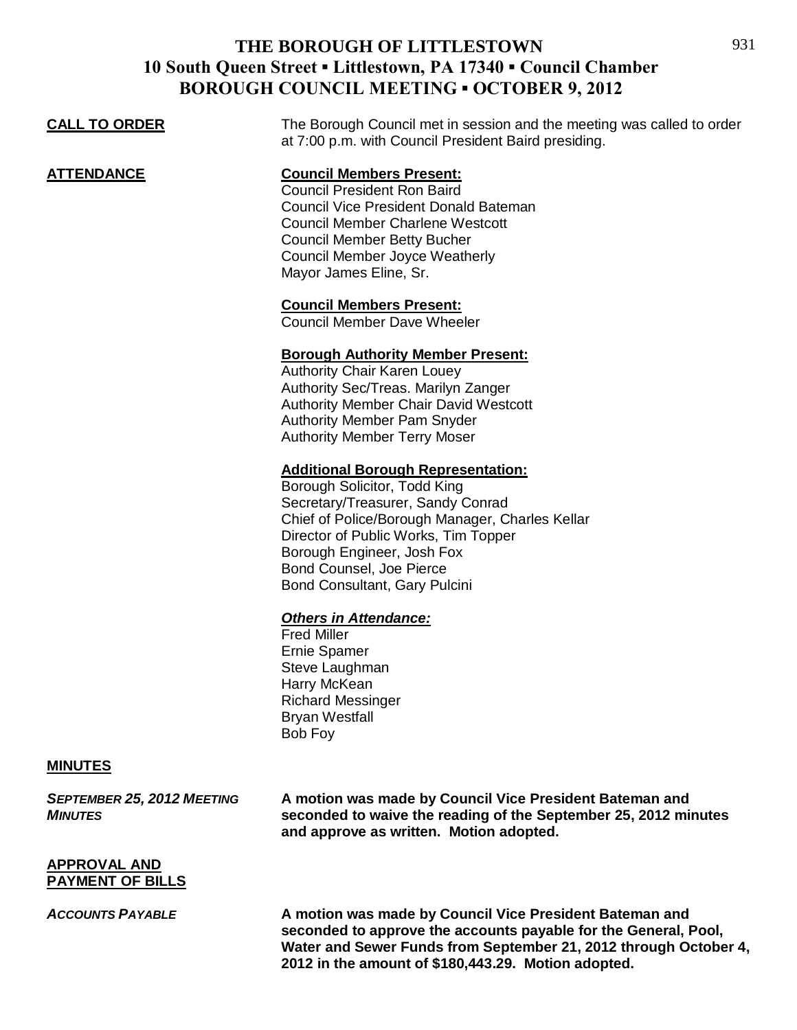# THE BOROUGH OF LITTLESTOWN
## 10 South Queen Street ▪ Littlestown, PA 17340 ▪ Council Chamber
## BOROUGH COUNCIL MEETING ▪ OCTOBER 9, 2012

**CALL TO ORDER**

The Borough Council met in session and the meeting was called to order at 7:00 p.m. with Council President Baird presiding.

**ATTENDANCE**

**Council Members Present:**
Council President Ron Baird
Council Vice President Donald Bateman
Council Member Charlene Westcott
Council Member Betty Bucher
Council Member Joyce Weatherly
Mayor James Eline, Sr.

**Council Members Present:**
Council Member Dave Wheeler

**Borough Authority Member Present:**
Authority Chair Karen Louey
Authority Sec/Treas. Marilyn Zanger
Authority Member Chair David Westcott
Authority Member Pam Snyder
Authority Member Terry Moser

**Additional Borough Representation:**
Borough Solicitor, Todd King
Secretary/Treasurer, Sandy Conrad
Chief of Police/Borough Manager, Charles Kellar
Director of Public Works, Tim Topper
Borough Engineer, Josh Fox
Bond Counsel, Joe Pierce
Bond Consultant, Gary Pulcini

***Others in Attendance:***
Fred Miller
Ernie Spamer
Steve Laughman
Harry McKean
Richard Messinger
Bryan Westfall
Bob Foy

**MINUTES**

*SEPTEMBER 25, 2012 MEETING MINUTES*

**A motion was made by Council Vice President Bateman and seconded to waive the reading of the September 25, 2012 minutes and approve as written. Motion adopted.**

**APPROVAL AND PAYMENT OF BILLS**

*ACCOUNTS PAYABLE*

**A motion was made by Council Vice President Bateman and seconded to approve the accounts payable for the General, Pool, Water and Sewer Funds from September 21, 2012 through October 4, 2012 in the amount of $180,443.29. Motion adopted.**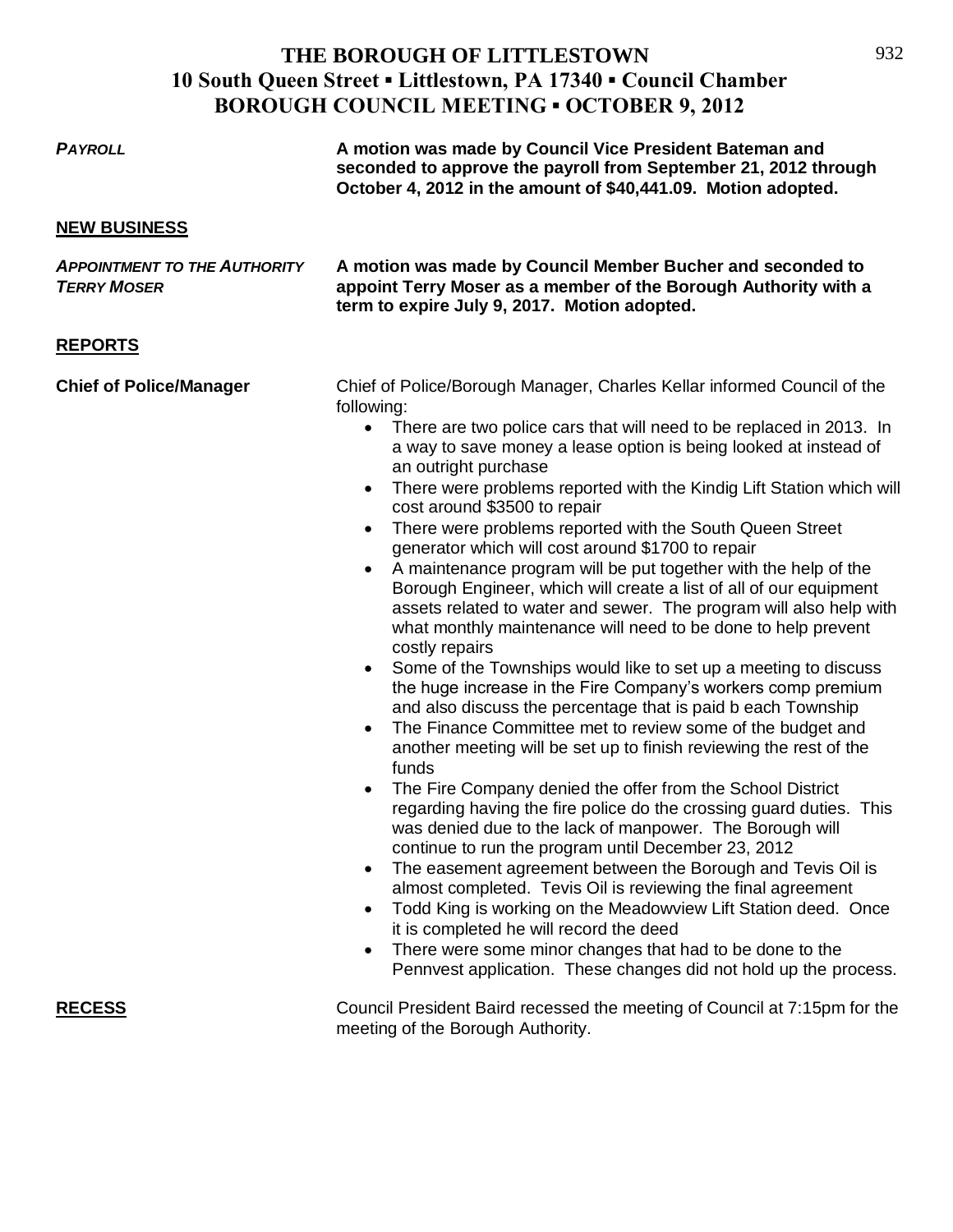# THE BOROUGH OF LITTLESTOWN
## 10 South Queen Street ▪ Littlestown, PA 17340 ▪ Council Chamber
## BOROUGH COUNCIL MEETING ▪ OCTOBER 9, 2012

***PAYROLL***

**A motion was made by Council Vice President Bateman and seconded to approve the payroll from September 21, 2012 through October 4, 2012 in the amount of $40,441.09. Motion adopted.**

**NEW BUSINESS**

***APPOINTMENT TO THE AUTHORITY TERRY MOSER***

**A motion was made by Council Member Bucher and seconded to appoint Terry Moser as a member of the Borough Authority with a term to expire July 9, 2017. Motion adopted.**

**REPORTS**

**Chief of Police/Manager**

Chief of Police/Borough Manager, Charles Kellar informed Council of the following:

- There are two police cars that will need to be replaced in 2013. In a way to save money a lease option is being looked at instead of an outright purchase
- There were problems reported with the Kindig Lift Station which will cost around $3500 to repair
- There were problems reported with the South Queen Street generator which will cost around $1700 to repair
- A maintenance program will be put together with the help of the Borough Engineer, which will create a list of all of our equipment assets related to water and sewer. The program will also help with what monthly maintenance will need to be done to help prevent costly repairs
- Some of the Townships would like to set up a meeting to discuss the huge increase in the Fire Company's workers comp premium and also discuss the percentage that is paid b each Township
- The Finance Committee met to review some of the budget and another meeting will be set up to finish reviewing the rest of the funds
- The Fire Company denied the offer from the School District regarding having the fire police do the crossing guard duties. This was denied due to the lack of manpower. The Borough will continue to run the program until December 23, 2012
- The easement agreement between the Borough and Tevis Oil is almost completed. Tevis Oil is reviewing the final agreement
- Todd King is working on the Meadowview Lift Station deed. Once it is completed he will record the deed
- There were some minor changes that had to be done to the Pennvest application. These changes did not hold up the process.

**RECESS**

Council President Baird recessed the meeting of Council at 7:15pm for the meeting of the Borough Authority.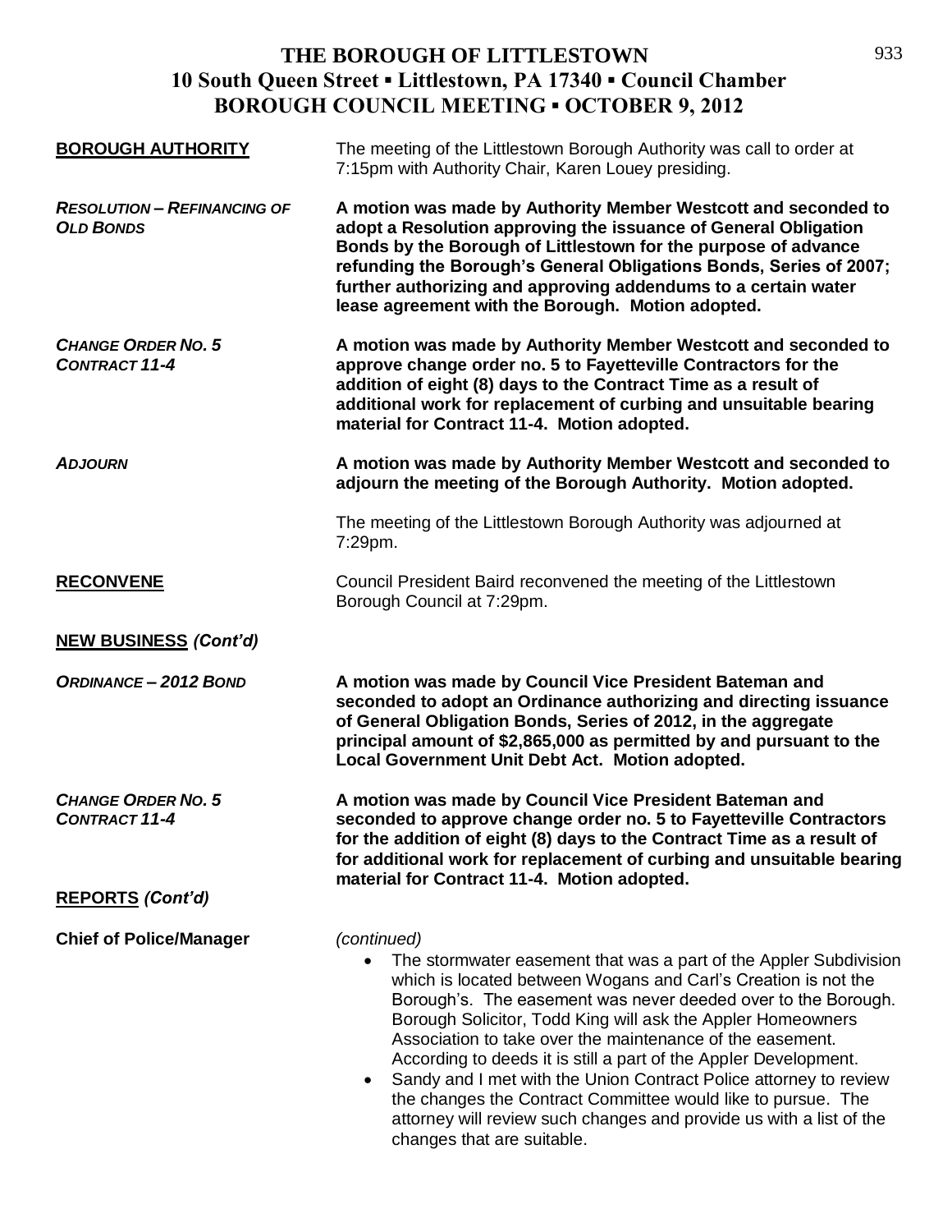# THE BOROUGH OF LITTLESTOWN
## 10 South Queen Street ▪ Littlestown, PA 17340 ▪ Council Chamber
## BOROUGH COUNCIL MEETING ▪ OCTOBER 9, 2012

**BOROUGH AUTHORITY**

The meeting of the Littlestown Borough Authority was call to order at 7:15pm with Authority Chair, Karen Louey presiding.

***RESOLUTION – REFINANCING OF OLD BONDS***

**A motion was made by Authority Member Westcott and seconded to adopt a Resolution approving the issuance of General Obligation Bonds by the Borough of Littlestown for the purpose of advance refunding the Borough's General Obligations Bonds, Series of 2007; further authorizing and approving addendums to a certain water lease agreement with the Borough. Motion adopted.**

***CHANGE ORDER NO. 5 CONTRACT 11-4***

**A motion was made by Authority Member Westcott and seconded to approve change order no. 5 to Fayetteville Contractors for the addition of eight (8) days to the Contract Time as a result of additional work for replacement of curbing and unsuitable bearing material for Contract 11-4. Motion adopted.**

***ADJOURN***

**A motion was made by Authority Member Westcott and seconded to adjourn the meeting of the Borough Authority. Motion adopted.**

The meeting of the Littlestown Borough Authority was adjourned at 7:29pm.

**RECONVENE**

Council President Baird reconvened the meeting of the Littlestown Borough Council at 7:29pm.

**NEW BUSINESS** ***(Cont'd)***

***ORDINANCE – 2012 BOND***

**A motion was made by Council Vice President Bateman and seconded to adopt an Ordinance authorizing and directing issuance of General Obligation Bonds, Series of 2012, in the aggregate principal amount of $2,865,000 as permitted by and pursuant to the Local Government Unit Debt Act. Motion adopted.**

***CHANGE ORDER NO. 5 CONTRACT 11-4***

**A motion was made by Council Vice President Bateman and seconded to approve change order no. 5 to Fayetteville Contractors for the addition of eight (8) days to the Contract Time as a result of for additional work for replacement of curbing and unsuitable bearing material for Contract 11-4. Motion adopted.**

**REPORTS** ***(Cont'd)***

**Chief of Police/Manager**

*(continued)*

- The stormwater easement that was a part of the Appler Subdivision which is located between Wogans and Carl's Creation is not the Borough's. The easement was never deeded over to the Borough. Borough Solicitor, Todd King will ask the Appler Homeowners Association to take over the maintenance of the easement. According to deeds it is still a part of the Appler Development.
- Sandy and I met with the Union Contract Police attorney to review the changes the Contract Committee would like to pursue. The attorney will review such changes and provide us with a list of the changes that are suitable.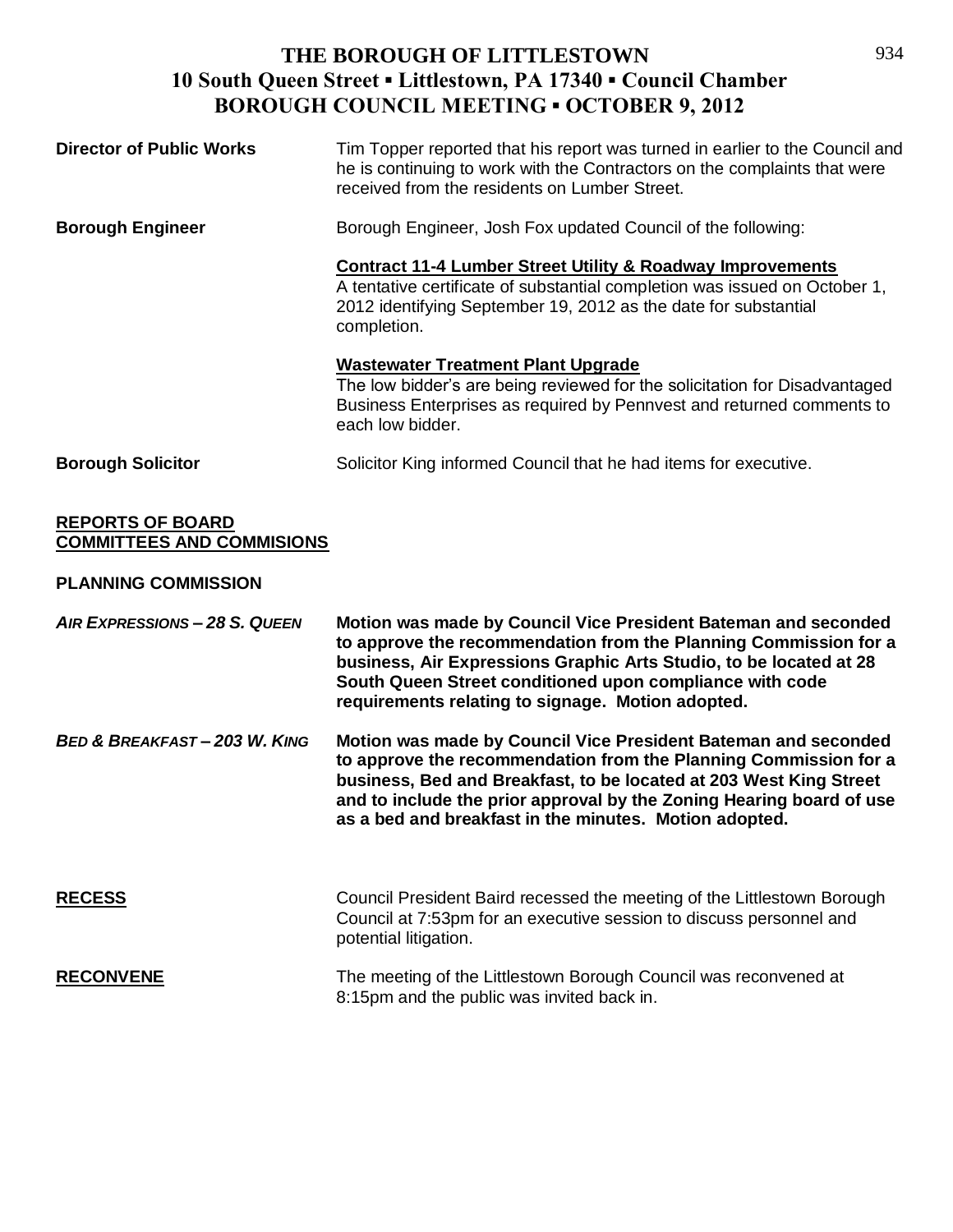**Director of Public Works** — Tim Topper reported that his report was turned in earlier to the Council and he is continuing to work with the Contractors on the complaints that were received from the residents on Lumber Street.

**Borough Engineer** — Borough Engineer, Josh Fox updated Council of the following:

**Contract 11-4 Lumber Street Utility & Roadway Improvements**
A tentative certificate of substantial completion was issued on October 1, 2012 identifying September 19, 2012 as the date for substantial completion.

**Wastewater Treatment Plant Upgrade**
The low bidder's are being reviewed for the solicitation for Disadvantaged Business Enterprises as required by Pennvest and returned comments to each low bidder.

**Borough Solicitor** — Solicitor King informed Council that he had items for executive.

## REPORTS OF BOARD COMMITTEES AND COMMISIONS

### PLANNING COMMISSION

***AIR EXPRESSIONS – 28 S. QUEEN*** — **Motion was made by Council Vice President Bateman and seconded to approve the recommendation from the Planning Commission for a business, Air Expressions Graphic Arts Studio, to be located at 28 South Queen Street conditioned upon compliance with code requirements relating to signage. Motion adopted.**

***BED & BREAKFAST – 203 W. KING*** — **Motion was made by Council Vice President Bateman and seconded to approve the recommendation from the Planning Commission for a business, Bed and Breakfast, to be located at 203 West King Street and to include the prior approval by the Zoning Hearing board of use as a bed and breakfast in the minutes. Motion adopted.**

**RECESS** — Council President Baird recessed the meeting of the Littlestown Borough Council at 7:53pm for an executive session to discuss personnel and potential litigation.

**RECONVENE** — The meeting of the Littlestown Borough Council was reconvened at 8:15pm and the public was invited back in.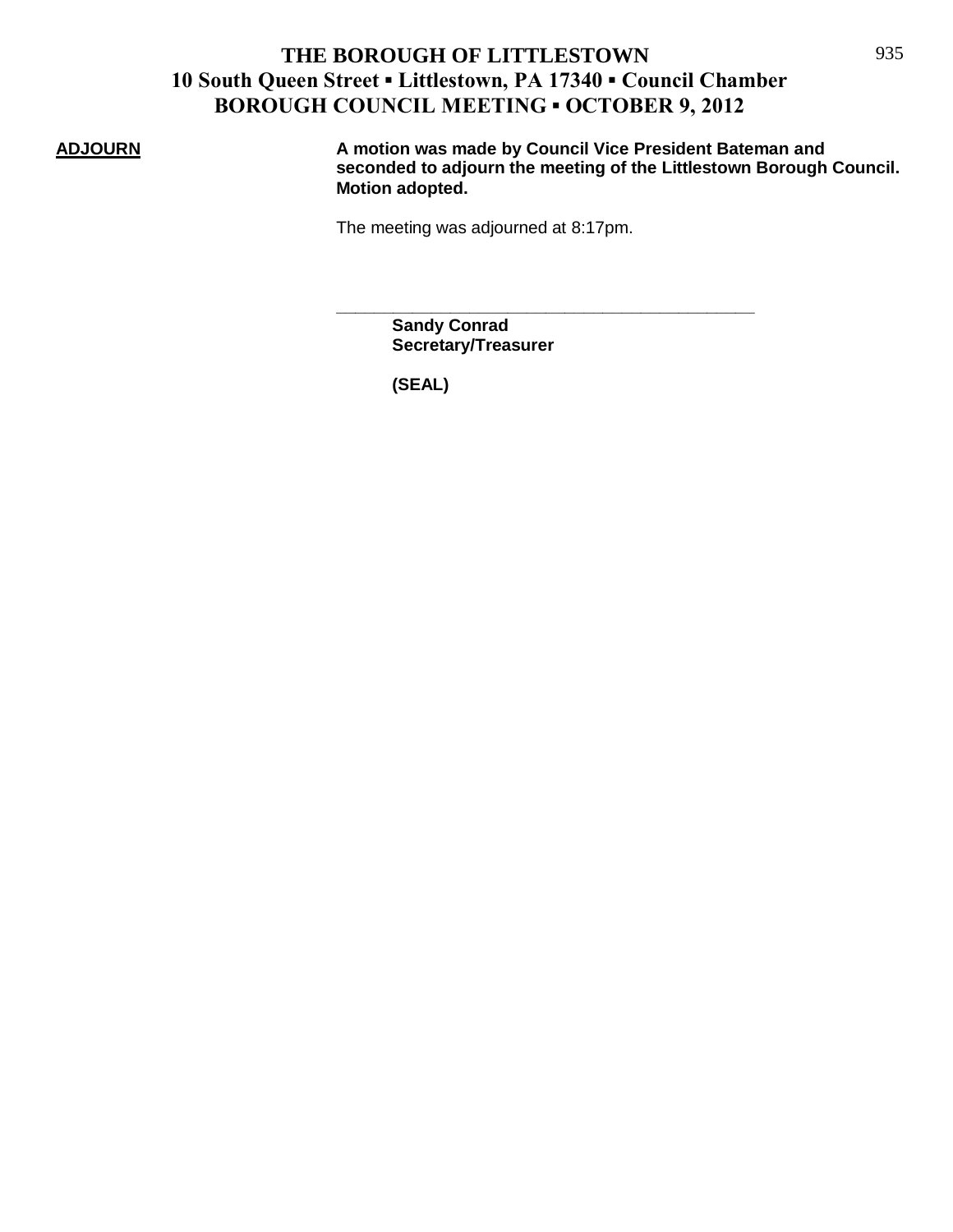**ADJOURN**

**A motion was made by Council Vice President Bateman and seconded to adjourn the meeting of the Littlestown Borough Council. Motion adopted.**

The meeting was adjourned at 8:17pm.

\_\_\_\_\_\_\_\_\_\_\_\_\_\_\_\_\_\_\_\_\_\_\_\_\_\_\_\_\_\_\_\_\_\_\_\_\_\_\_\_\_\_\_\_

**Sandy Conrad**
**Secretary/Treasurer**

**(SEAL)**